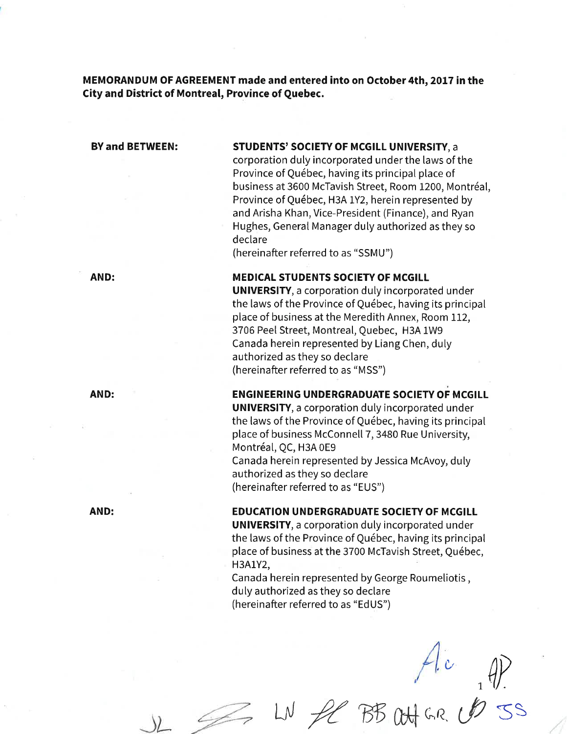**MEMORANDUM OF AGREEMENT made and entered into on October 4th, 2017 in the City and District of Montreal, Province of Quebec.**

**BY and BETWEEN:**

**STUDENTS' SOCIETY OF MCGILL UNIVERSITY**, a corporation duly incorporated under the laws of the Province of Québec, having its principal place of business at 3600 McTavish Street, Room 1200, Montréal, Province of Québec, H3A 1Y2, herein represented by and Arisha Khan, Vice-President (Finance), and Ryan Hughes, General Manager duly authorized as they so declare
(hereinafter referred to as "SSMU")

**AND:**

**MEDICAL STUDENTS SOCIETY OF MCGILL UNIVERSITY**, a corporation duly incorporated under the laws of the Province of Québec, having its principal place of business at the Meredith Annex, Room 112, 3706 Peel Street, Montreal, Quebec, H3A 1W9 Canada herein represented by Liang Chen, duly authorized as they so declare
(hereinafter referred to as "MSS")

**AND:**

**ENGINEERING UNDERGRADUATE SOCIETY OF MCGILL UNIVERSITY**, a corporation duly incorporated under the laws of the Province of Québec, having its principal place of business McConnell 7, 3480 Rue University, Montréal, QC, H3A 0E9
Canada herein represented by Jessica McAvoy, duly authorized as they so declare
(hereinafter referred to as "EUS")

**AND:**

**EDUCATION UNDERGRADUATE SOCIETY OF MCGILL UNIVERSITY**, a corporation duly incorporated under the laws of the Province of Québec, having its principal place of business at the 3700 McTavish Street, Québec, H3A1Y2,
Canada herein represented by George Roumeliotis, duly authorized as they so declare
(hereinafter referred to as "EdUS")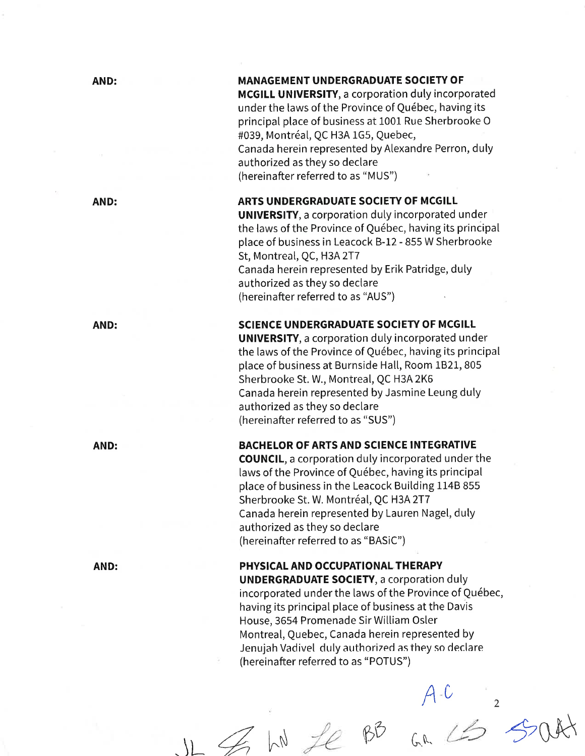**AND:**

**MANAGEMENT UNDERGRADUATE SOCIETY OF MCGILL UNIVERSITY**, a corporation duly incorporated under the laws of the Province of Québec, having its principal place of business at 1001 Rue Sherbrooke O #039, Montréal, QC H3A 1G5, Quebec, Canada herein represented by Alexandre Perron, duly authorized as they so declare
(hereinafter referred to as "MUS")

**AND:**

**ARTS UNDERGRADUATE SOCIETY OF MCGILL UNIVERSITY**, a corporation duly incorporated under the laws of the Province of Québec, having its principal place of business in Leacock B-12 - 855 W Sherbrooke St, Montreal, QC, H3A 2T7
Canada herein represented by Erik Patridge, duly authorized as they so declare
(hereinafter referred to as "AUS")

**AND:**

**SCIENCE UNDERGRADUATE SOCIETY OF MCGILL UNIVERSITY**, a corporation duly incorporated under the laws of the Province of Québec, having its principal place of business at Burnside Hall, Room 1B21, 805 Sherbrooke St. W., Montreal, QC H3A 2K6
Canada herein represented by Jasmine Leung duly authorized as they so declare
(hereinafter referred to as "SUS")

**AND:**

**BACHELOR OF ARTS AND SCIENCE INTEGRATIVE COUNCIL**, a corporation duly incorporated under the laws of the Province of Québec, having its principal place of business in the Leacock Building 114B 855 Sherbrooke St. W. Montréal, QC H3A 2T7
Canada herein represented by Lauren Nagel, duly authorized as they so declare
(hereinafter referred to as "BASiC")

**AND:**

**PHYSICAL AND OCCUPATIONAL THERAPY UNDERGRADUATE SOCIETY**, a corporation duly incorporated under the laws of the Province of Québec, having its principal place of business at the Davis House, 3654 Promenade Sir William Osler Montreal, Quebec, Canada herein represented by Jenujah Vadivel duly authorized as they so declare
(hereinafter referred to as "POTUS")

A.C

JL LN BB G.R.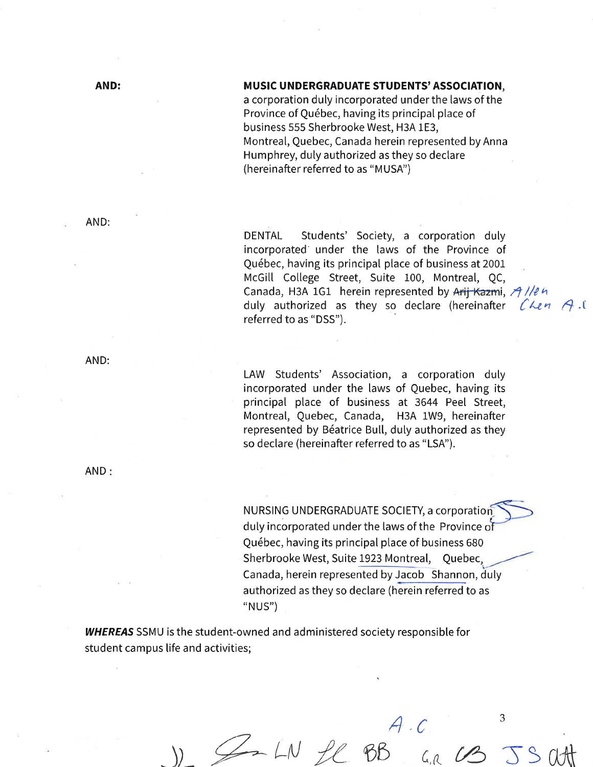**AND:**

**MUSIC UNDERGRADUATE STUDENTS' ASSOCIATION**, a corporation duly incorporated under the laws of the Province of Québec, having its principal place of business 555 Sherbrooke West, H3A 1E3, Montreal, Quebec, Canada herein represented by Anna Humphrey, duly authorized as they so declare (hereinafter referred to as "MUSA")

AND:

DENTAL Students' Society, a corporation duly incorporated under the laws of the Province of Québec, having its principal place of business at 2001 McGill College Street, Suite 100, Montreal, QC, Canada, H3A 1G1 herein represented by ~~Arij Kazmi~~, Allen Chen A.C duly authorized as they so declare (hereinafter referred to as "DSS").

AND:

LAW Students' Association, a corporation duly incorporated under the laws of Quebec, having its principal place of business at 3644 Peel Street, Montreal, Quebec, Canada, H3A 1W9, hereinafter represented by Béatrice Bull, duly authorized as they so declare (hereinafter referred to as "LSA").

AND :

NURSING UNDERGRADUATE SOCIETY, a corporation duly incorporated under the laws of the Province of Québec, having its principal place of business 680 Sherbrooke West, Suite 1923 Montreal, Quebec, Canada, herein represented by Jacob Shannon, duly authorized as they so declare (herein referred to as "NUS")

***WHEREAS*** SSMU is the student-owned and administered society responsible for student campus life and activities;

A.C

LN BB CB JS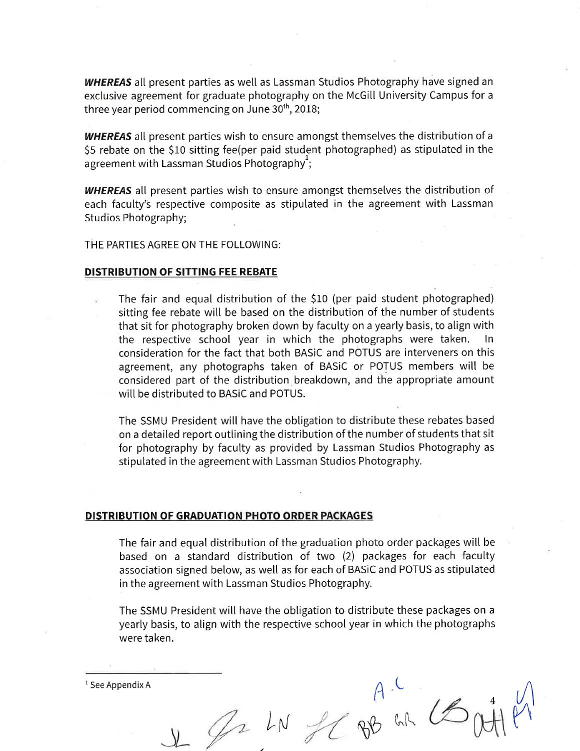***WHEREAS*** all present parties as well as Lassman Studios Photography have signed an exclusive agreement for graduate photography on the McGill University Campus for a three year period commencing on June 30th, 2018;

***WHEREAS*** all present parties wish to ensure amongst themselves the distribution of a \$5 rebate on the \$10 sitting fee(per paid student photographed) as stipulated in the agreement with Lassman Studios Photography[1];

***WHEREAS*** all present parties wish to ensure amongst themselves the distribution of each faculty's respective composite as stipulated in the agreement with Lassman Studios Photography;

THE PARTIES AGREE ON THE FOLLOWING:

**DISTRIBUTION OF SITTING FEE REBATE**

The fair and equal distribution of the \$10 (per paid student photographed) sitting fee rebate will be based on the distribution of the number of students that sit for photography broken down by faculty on a yearly basis, to align with the respective school year in which the photographs were taken. In consideration for the fact that both BASiC and POTUS are interveners on this agreement, any photographs taken of BASiC or POTUS members will be considered part of the distribution breakdown, and the appropriate amount will be distributed to BASiC and POTUS.

The SSMU President will have the obligation to distribute these rebates based on a detailed report outlining the distribution of the number of students that sit for photography by faculty as provided by Lassman Studios Photography as stipulated in the agreement with Lassman Studios Photography.

**DISTRIBUTION OF GRADUATION PHOTO ORDER PACKAGES**

The fair and equal distribution of the graduation photo order packages will be based on a standard distribution of two (2) packages for each faculty association signed below, as well as for each of BASiC and POTUS as stipulated in the agreement with Lassman Studios Photography.

The SSMU President will have the obligation to distribute these packages on a yearly basis, to align with the respective school year in which the photographs were taken.

---

[1] See Appendix A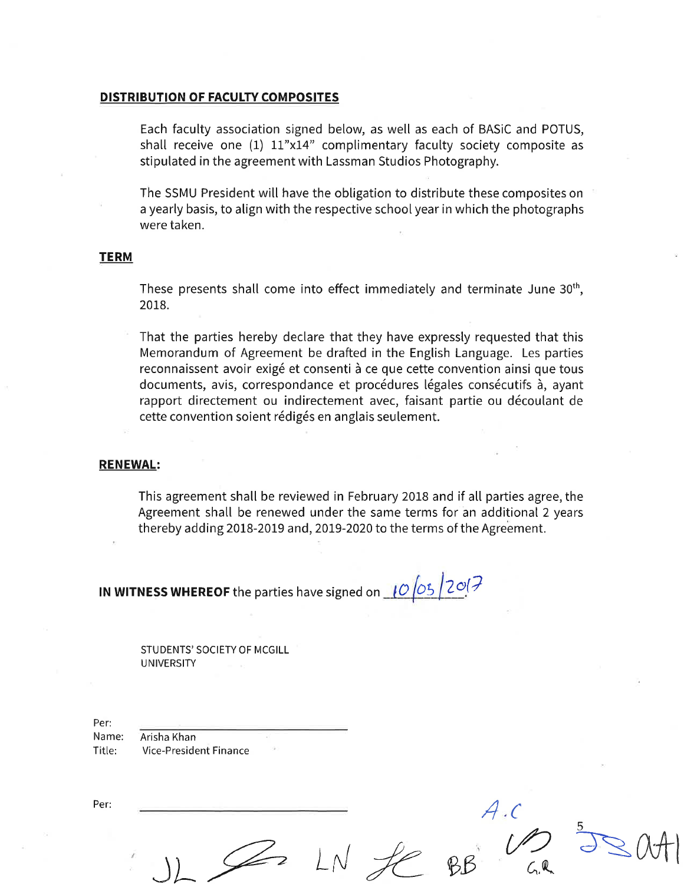**DISTRIBUTION OF FACULTY COMPOSITES**

Each faculty association signed below, as well as each of BASiC and POTUS, shall receive one (1) 11"x14" complimentary faculty society composite as stipulated in the agreement with Lassman Studios Photography.

The SSMU President will have the obligation to distribute these composites on a yearly basis, to align with the respective school year in which the photographs were taken.

**TERM**

These presents shall come into effect immediately and terminate June 30th, 2018.

That the parties hereby declare that they have expressly requested that this Memorandum of Agreement be drafted in the English Language. Les parties reconnaissent avoir exigé et consenti à ce que cette convention ainsi que tous documents, avis, correspondance et procédures légales consécutifs à, ayant rapport directement ou indirectement avec, faisant partie ou découlant de cette convention soient rédigés en anglais seulement.

**RENEWAL:**

This agreement shall be reviewed in February 2018 and if all parties agree, the Agreement shall be renewed under the same terms for an additional 2 years thereby adding 2018-2019 and, 2019-2020 to the terms of the Agreement.

**IN WITNESS WHEREOF** the parties have signed on 10/05/2017

STUDENTS' SOCIETY OF MCGILL UNIVERSITY

Per: \_\_\_\_\_\_\_\_\_\_\_\_\_\_\_\_\_\_\_\_
Name: Arisha Khan
Title: Vice-President Finance

Per: \_\_\_\_\_\_\_\_\_\_\_\_\_\_\_\_\_\_\_\_

JL LN BB A.C G.R JS AH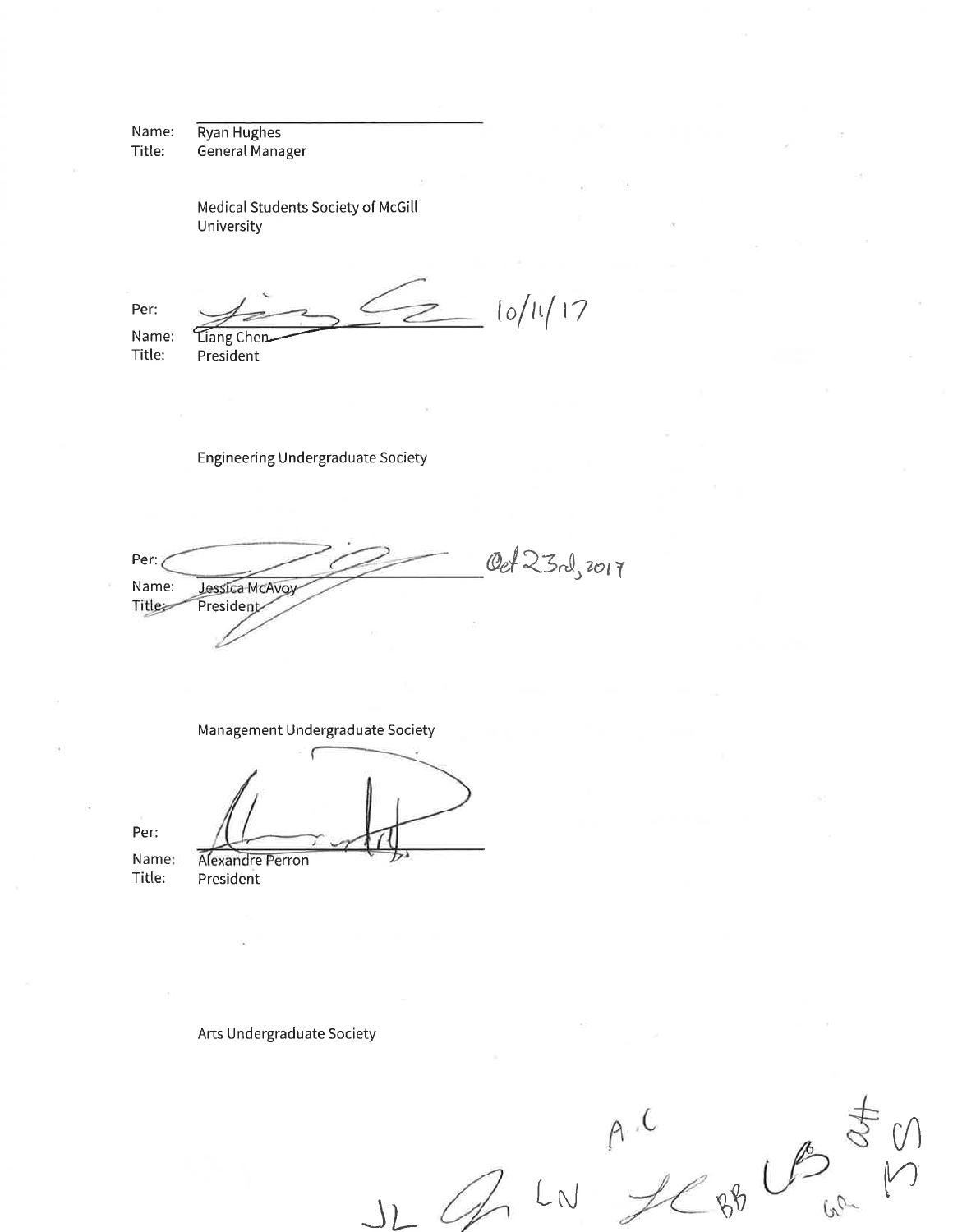Name: Ryan Hughes
Title: General Manager

Medical Students Society of McGill University

Per: _________________________ 10/11/17
Name: Liang Chen
Title: President

Engineering Undergraduate Society

Per: _________________________ Oct 23rd, 2017
Name: Jessica McAvoy
Title: President

Management Undergraduate Society

Per: _________________________
Name: Alexandre Perron
Title: President

Arts Undergraduate Society

JL LN A.C BB GR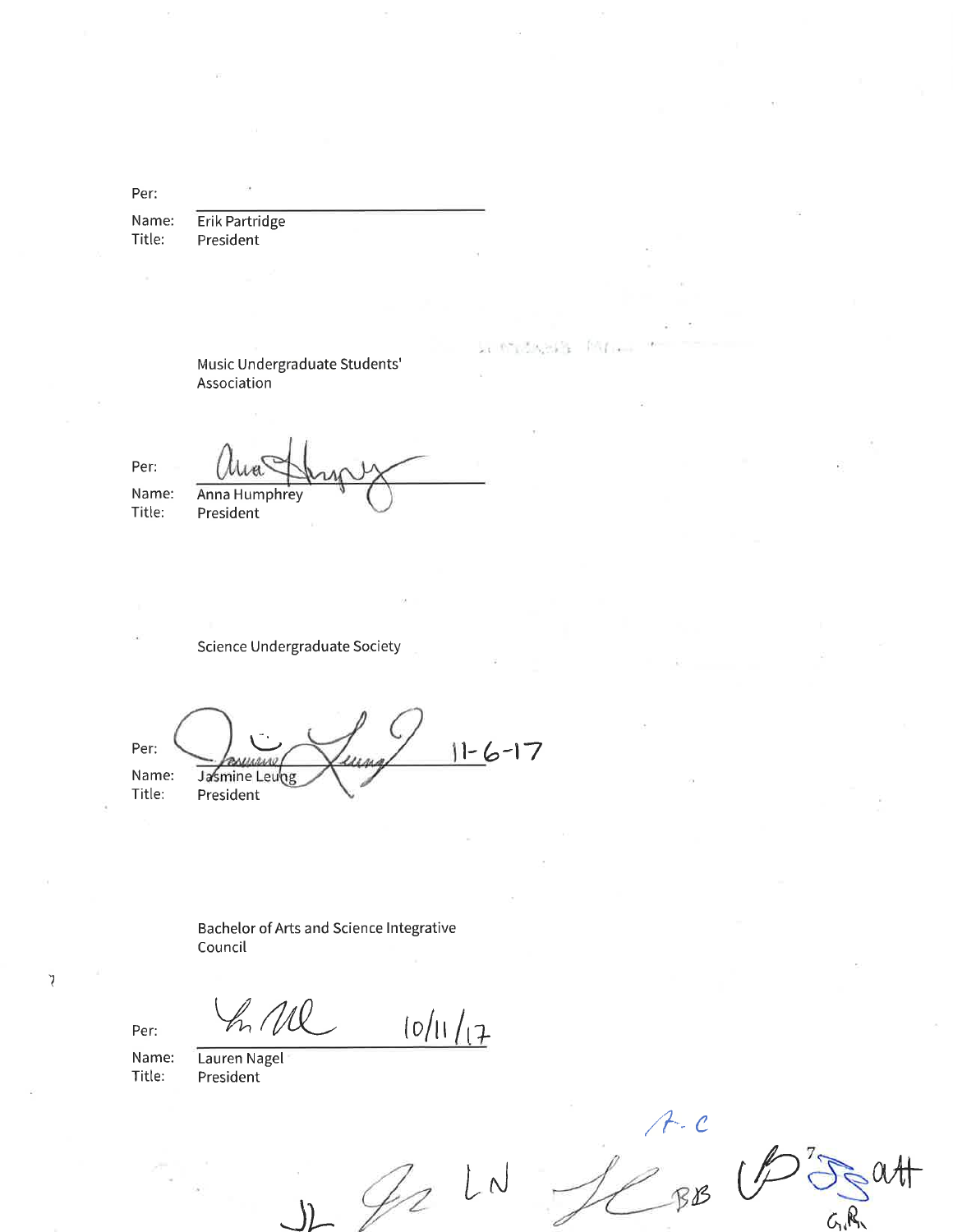Per: \_\_\_\_\_\_\_\_\_\_\_\_\_\_\_\_\_\_\_\_\_\_\_\_\_\_\_\_\_\_

Name: Erik Partridge
Title: President

Music Undergraduate Students' Association

Per: \_\_\_\_\_\_\_\_\_\_\_\_\_\_\_\_\_\_\_\_\_\_\_\_\_\_\_\_\_\_

Name: Anna Humphrey
Title: President

Science Undergraduate Society

Per: \_\_\_\_\_\_\_\_\_\_\_\_\_\_\_\_\_\_\_\_\_\_\_\_\_\_\_\_\_\_ 11-6-17

Name: Jasmine Leung
Title: President

Bachelor of Arts and Science Integrative Council

Per: \_\_\_\_\_\_\_\_\_\_\_\_\_\_\_\_\_\_\_\_\_\_\_\_\_\_\_\_\_\_ 10/11/17

Name: Lauren Nagel
Title: President

JL LN BB A.C G.R.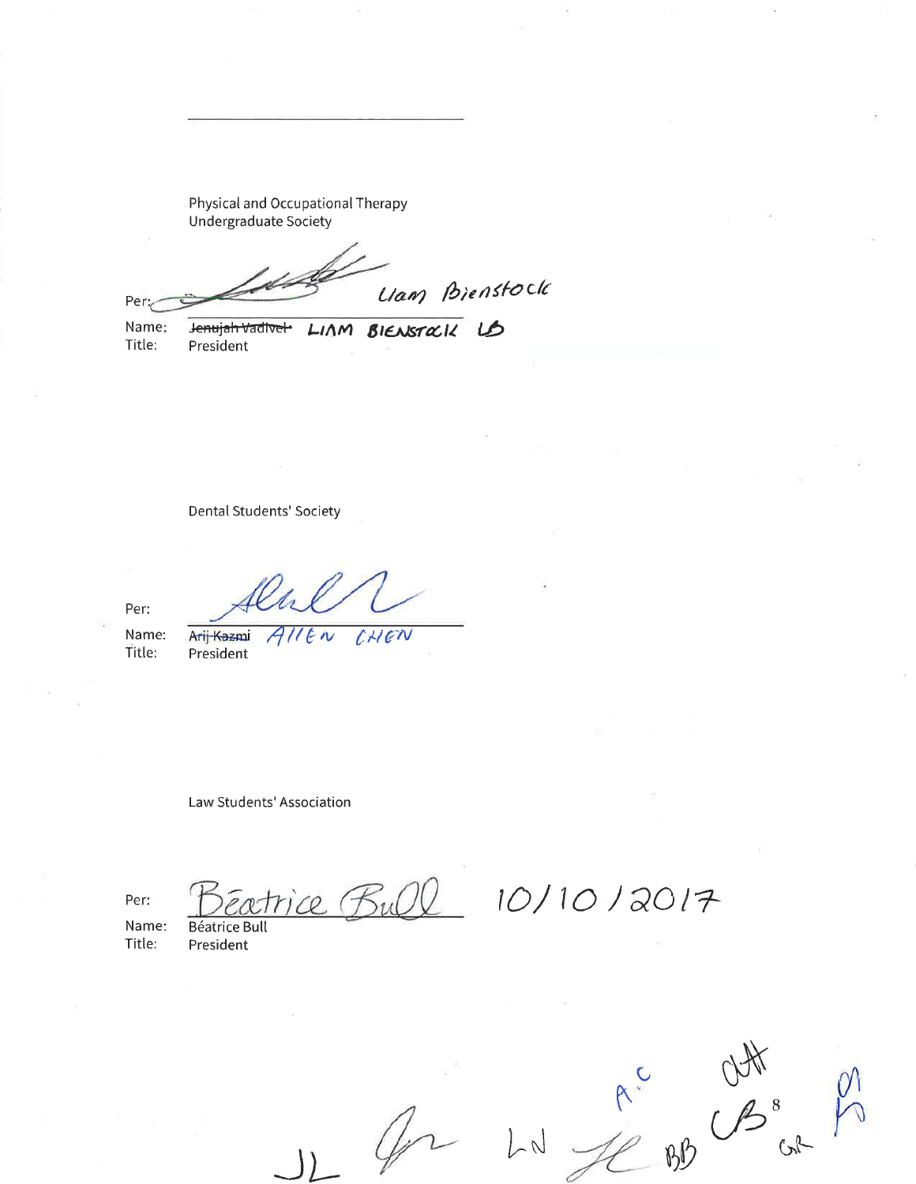Physical and Occupational Therapy Undergraduate Society

Per: Liam Bienstock

Name: ~~Jenujah Vadivel~~ LIAM BIENSTOCK LB

Title: President

Dental Students' Society

Per:

Name: ~~Arij Kazmi~~ Allen Chen

Title: President

Law Students' Association

Per: Béatrice Bull 10/10/2017

Name: Béatrice Bull

Title: President

JL LN A.C BB CB GR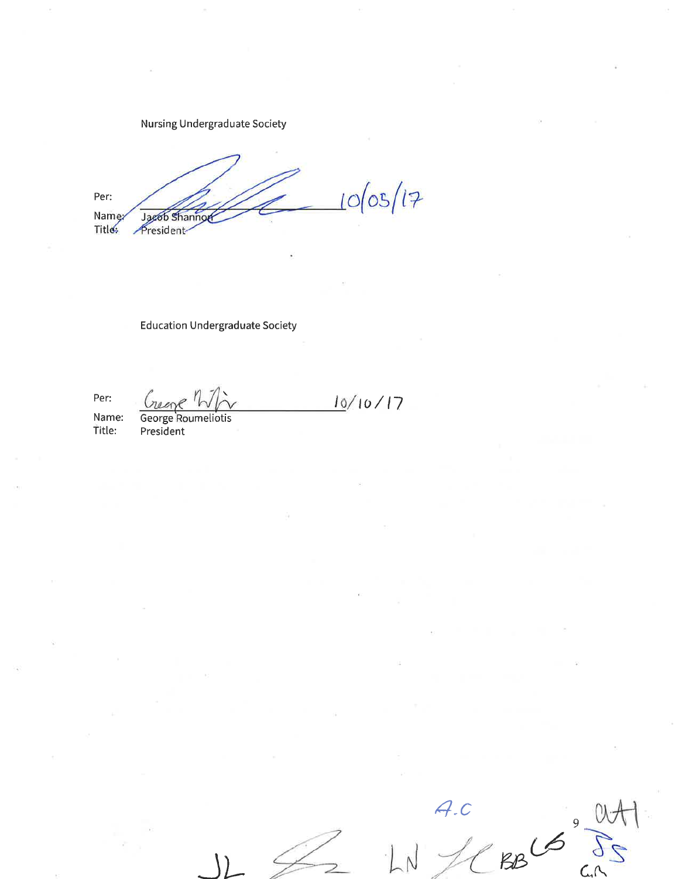Nursing Undergraduate Society

Per: ____________________ 10/05/17

Name: Jacob Shannon
Title: President

Education Undergraduate Society

Per: ____________________ 10/10/17

Name: George Roumeliotis
Title: President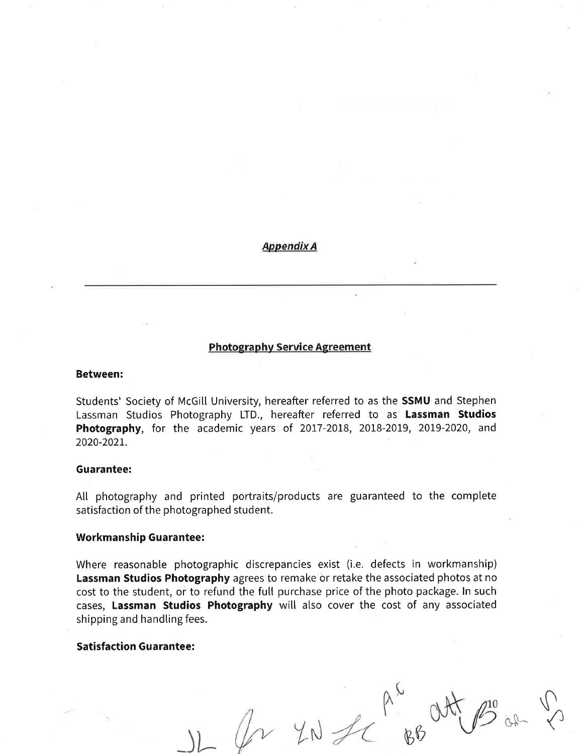***Appendix A***

---

## **Photography Service Agreement**

**Between:**

Students' Society of McGill University, hereafter referred to as the **SSMU** and Stephen Lassman Studios Photography LTD., hereafter referred to as **Lassman Studios Photography**, for the academic years of 2017-2018, 2018-2019, 2019-2020, and 2020-2021.

**Guarantee:**

All photography and printed portraits/products are guaranteed to the complete satisfaction of the photographed student.

**Workmanship Guarantee:**

Where reasonable photographic discrepancies exist (i.e. defects in workmanship) **Lassman Studios Photography** agrees to remake or retake the associated photos at no cost to the student, or to refund the full purchase price of the photo package. In such cases, **Lassman Studios Photography** will also cover the cost of any associated shipping and handling fees.

**Satisfaction Guarantee:**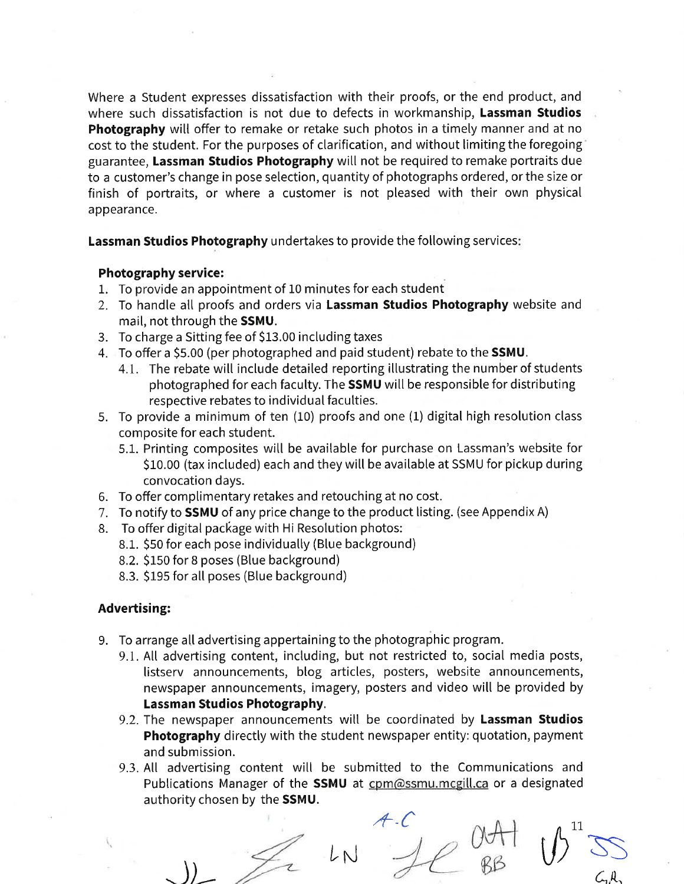Where a Student expresses dissatisfaction with their proofs, or the end product, and where such dissatisfaction is not due to defects in workmanship, **Lassman Studios Photography** will offer to remake or retake such photos in a timely manner and at no cost to the student. For the purposes of clarification, and without limiting the foregoing guarantee, **Lassman Studios Photography** will not be required to remake portraits due to a customer's change in pose selection, quantity of photographs ordered, or the size or finish of portraits, or where a customer is not pleased with their own physical appearance.

**Lassman Studios Photography** undertakes to provide the following services:

**Photography service:**

1. To provide an appointment of 10 minutes for each student
2. To handle all proofs and orders via **Lassman Studios Photography** website and mail, not through the **SSMU**.
3. To charge a Sitting fee of $13.00 including taxes
4. To offer a $5.00 (per photographed and paid student) rebate to the **SSMU**.
   4.1. The rebate will include detailed reporting illustrating the number of students photographed for each faculty. The **SSMU** will be responsible for distributing respective rebates to individual faculties.
5. To provide a minimum of ten (10) proofs and one (1) digital high resolution class composite for each student.
   5.1. Printing composites will be available for purchase on Lassman's website for $10.00 (tax included) each and they will be available at SSMU for pickup during convocation days.
6. To offer complimentary retakes and retouching at no cost.
7. To notify to **SSMU** of any price change to the product listing. (see Appendix A)
8. To offer digital package with Hi Resolution photos:
   8.1. $50 for each pose individually (Blue background)
   8.2. $150 for 8 poses (Blue background)
   8.3. $195 for all poses (Blue background)

**Advertising:**

9. To arrange all advertising appertaining to the photographic program.
   9.1. All advertising content, including, but not restricted to, social media posts, listserv announcements, blog articles, posters, website announcements, newspaper announcements, imagery, posters and video will be provided by **Lassman Studios Photography**.
   9.2. The newspaper announcements will be coordinated by **Lassman Studios Photography** directly with the student newspaper entity: quotation, payment and submission.
   9.3. All advertising content will be submitted to the Communications and Publications Manager of the **SSMU** at cpm@ssmu.mcgill.ca or a designated authority chosen by the **SSMU**.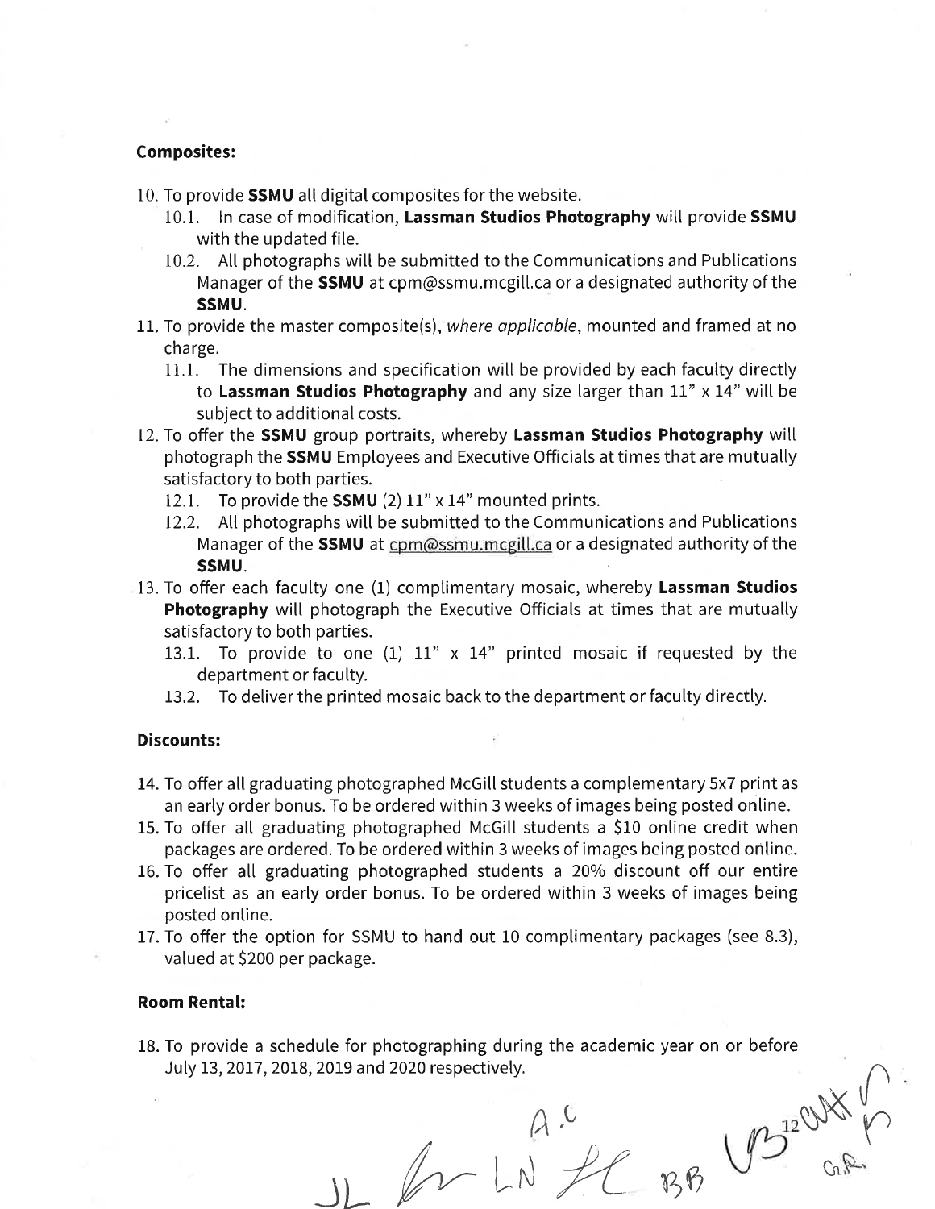**Composites:**

10. To provide **SSMU** all digital composites for the website.
    10.1. In case of modification, **Lassman Studios Photography** will provide **SSMU** with the updated file.
    10.2. All photographs will be submitted to the Communications and Publications Manager of the **SSMU** at cpm@ssmu.mcgill.ca or a designated authority of the **SSMU**.
11. To provide the master composite(s), *where applicable*, mounted and framed at no charge.
    11.1. The dimensions and specification will be provided by each faculty directly to **Lassman Studios Photography** and any size larger than 11" x 14" will be subject to additional costs.
12. To offer the **SSMU** group portraits, whereby **Lassman Studios Photography** will photograph the **SSMU** Employees and Executive Officials at times that are mutually satisfactory to both parties.
    12.1. To provide the **SSMU** (2) 11" x 14" mounted prints.
    12.2. All photographs will be submitted to the Communications and Publications Manager of the **SSMU** at cpm@ssmu.mcgill.ca or a designated authority of the **SSMU**.
13. To offer each faculty one (1) complimentary mosaic, whereby **Lassman Studios Photography** will photograph the Executive Officials at times that are mutually satisfactory to both parties.
    13.1. To provide to one (1) 11" x 14" printed mosaic if requested by the department or faculty.
    13.2. To deliver the printed mosaic back to the department or faculty directly.

**Discounts:**

14. To offer all graduating photographed McGill students a complementary 5x7 print as an early order bonus. To be ordered within 3 weeks of images being posted online.
15. To offer all graduating photographed McGill students a $10 online credit when packages are ordered. To be ordered within 3 weeks of images being posted online.
16. To offer all graduating photographed students a 20% discount off our entire pricelist as an early order bonus. To be ordered within 3 weeks of images being posted online.
17. To offer the option for SSMU to hand out 10 complimentary packages (see 8.3), valued at $200 per package.

**Room Rental:**

18. To provide a schedule for photographing during the academic year on or before July 13, 2017, 2018, 2019 and 2020 respectively.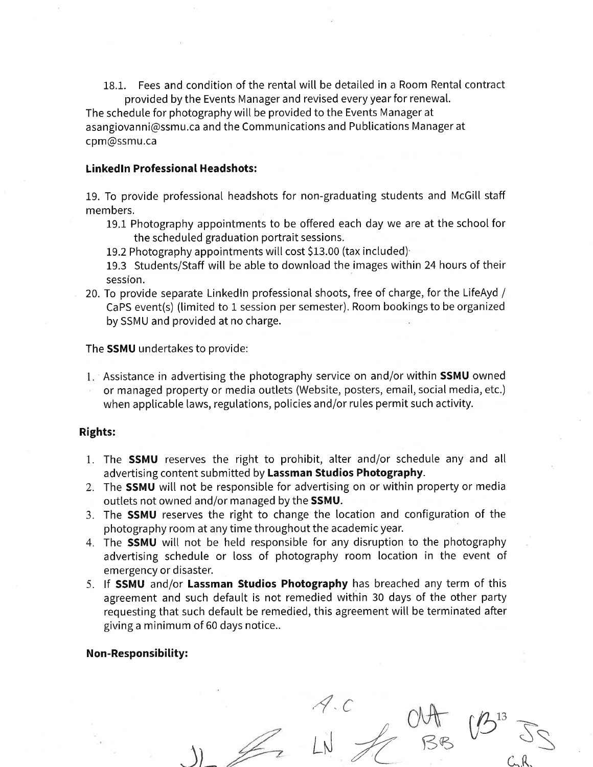18.1. Fees and condition of the rental will be detailed in a Room Rental contract provided by the Events Manager and revised every year for renewal.

The schedule for photography will be provided to the Events Manager at asangiovanni@ssmu.ca and the Communications and Publications Manager at cpm@ssmu.ca

**LinkedIn Professional Headshots:**

19. To provide professional headshots for non-graduating students and McGill staff members.
    - 19.1 Photography appointments to be offered each day we are at the school for the scheduled graduation portrait sessions.
    - 19.2 Photography appointments will cost $13.00 (tax included)
    - 19.3 Students/Staff will be able to download the images within 24 hours of their session.
20. To provide separate LinkedIn professional shoots, free of charge, for the LifeAyd / CaPS event(s) (limited to 1 session per semester). Room bookings to be organized by SSMU and provided at no charge.

The **SSMU** undertakes to provide:

1. Assistance in advertising the photography service on and/or within **SSMU** owned or managed property or media outlets (Website, posters, email, social media, etc.) when applicable laws, regulations, policies and/or rules permit such activity.

**Rights:**

1. The **SSMU** reserves the right to prohibit, alter and/or schedule any and all advertising content submitted by **Lassman Studios Photography**.
2. The **SSMU** will not be responsible for advertising on or within property or media outlets not owned and/or managed by the **SSMU**.
3. The **SSMU** reserves the right to change the location and configuration of the photography room at any time throughout the academic year.
4. The **SSMU** will not be held responsible for any disruption to the photography advertising schedule or loss of photography room location in the event of emergency or disaster.
5. If **SSMU** and/or **Lassman Studios Photography** has breached any term of this agreement and such default is not remedied within 30 days of the other party requesting that such default be remedied, this agreement will be terminated after giving a minimum of 60 days notice..

**Non-Responsibility:**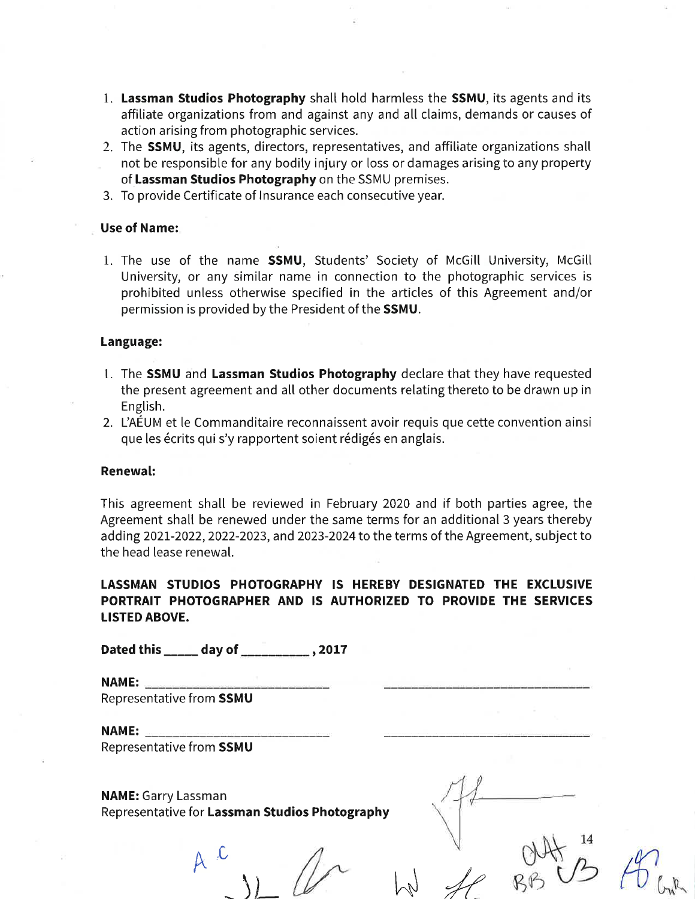1. **Lassman Studios Photography** shall hold harmless the **SSMU**, its agents and its affiliate organizations from and against any and all claims, demands or causes of action arising from photographic services.
2. The **SSMU**, its agents, directors, representatives, and affiliate organizations shall not be responsible for any bodily injury or loss or damages arising to any property of **Lassman Studios Photography** on the SSMU premises.
3. To provide Certificate of Insurance each consecutive year.

**Use of Name:**

1. The use of the name **SSMU**, Students' Society of McGill University, McGill University, or any similar name in connection to the photographic services is prohibited unless otherwise specified in the articles of this Agreement and/or permission is provided by the President of the **SSMU**.

**Language:**

1. The **SSMU** and **Lassman Studios Photography** declare that they have requested the present agreement and all other documents relating thereto to be drawn up in English.
2. L'AÉUM et le Commanditaire reconnaissent avoir requis que cette convention ainsi que les écrits qui s'y rapportent soient rédigés en anglais.

**Renewal:**

This agreement shall be reviewed in February 2020 and if both parties agree, the Agreement shall be renewed under the same terms for an additional 3 years thereby adding 2021-2022, 2022-2023, and 2023-2024 to the terms of the Agreement, subject to the head lease renewal.

**LASSMAN STUDIOS PHOTOGRAPHY IS HEREBY DESIGNATED THE EXCLUSIVE PORTRAIT PHOTOGRAPHER AND IS AUTHORIZED TO PROVIDE THE SERVICES LISTED ABOVE.**

**Dated this _____ day of __________ , 2017**

**NAME:** ____________________________ ______________________________
Representative from **SSMU**

**NAME:** ____________________________ ______________________________
Representative from **SSMU**

**NAME:** Garry Lassman
Representative for **Lassman Studios Photography**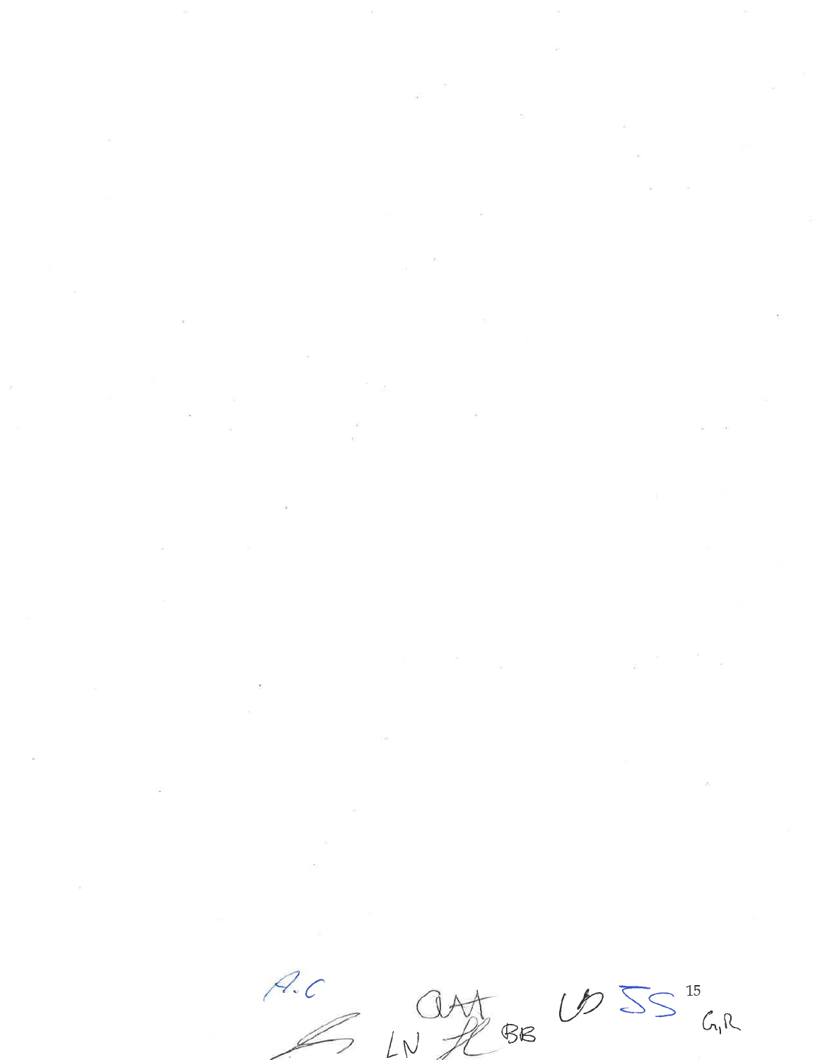A.C

LN BB SS G,R